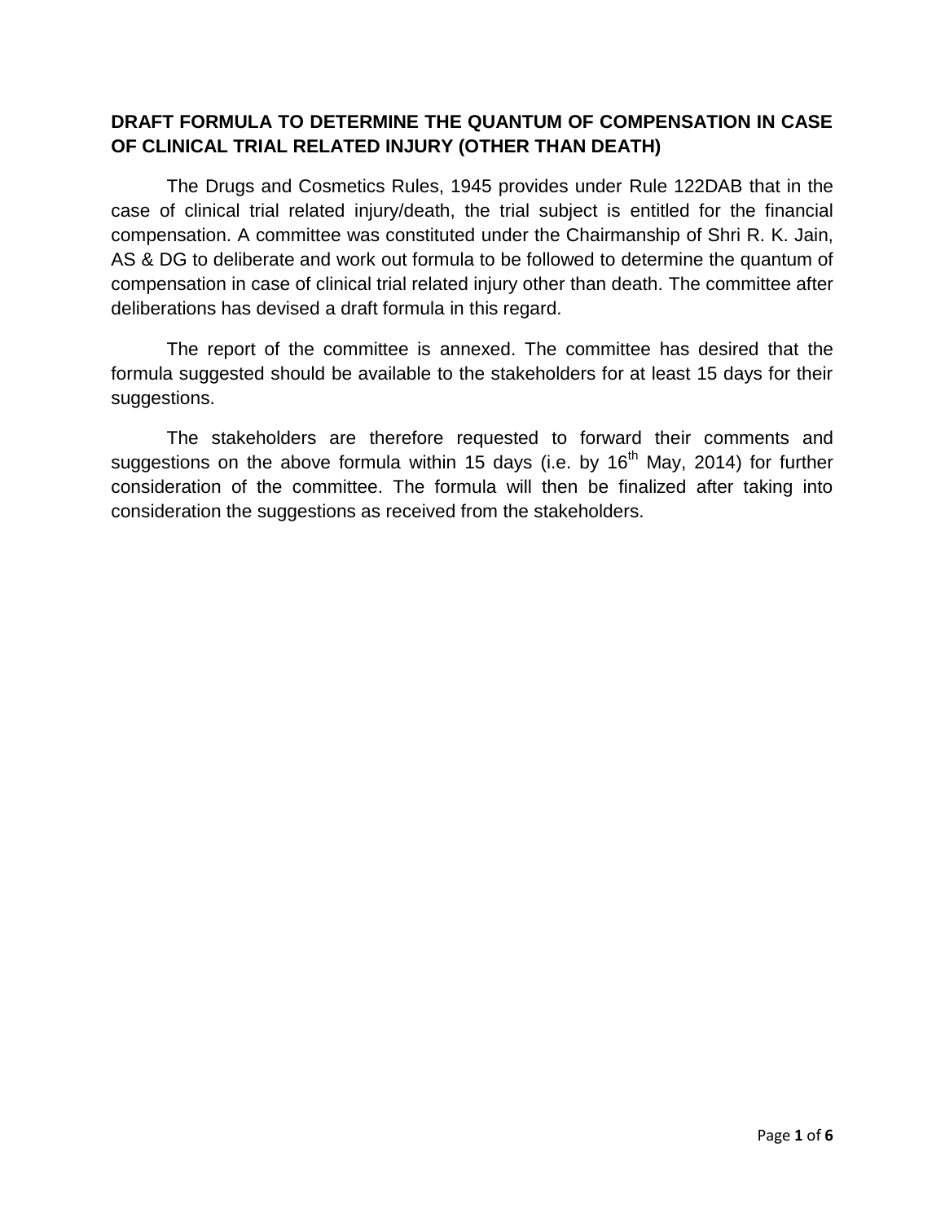# DRAFT FORMULA TO DETERMINE THE QUANTUM OF COMPENSATION IN CASE OF CLINICAL TRIAL RELATED INJURY (OTHER THAN DEATH)

The Drugs and Cosmetics Rules, 1945 provides under Rule 122DAB that in the case of clinical trial related injury/death, the trial subject is entitled for the financial compensation. A committee was constituted under the Chairmanship of Shri R. K. Jain, AS & DG to deliberate and work out formula to be followed to determine the quantum of compensation in case of clinical trial related injury other than death. The committee after deliberations has devised a draft formula in this regard.

The report of the committee is annexed. The committee has desired that the formula suggested should be available to the stakeholders for at least 15 days for their suggestions.

The stakeholders are therefore requested to forward their comments and suggestions on the above formula within 15 days (i.e. by 16th May, 2014) for further consideration of the committee. The formula will then be finalized after taking into consideration the suggestions as received from the stakeholders.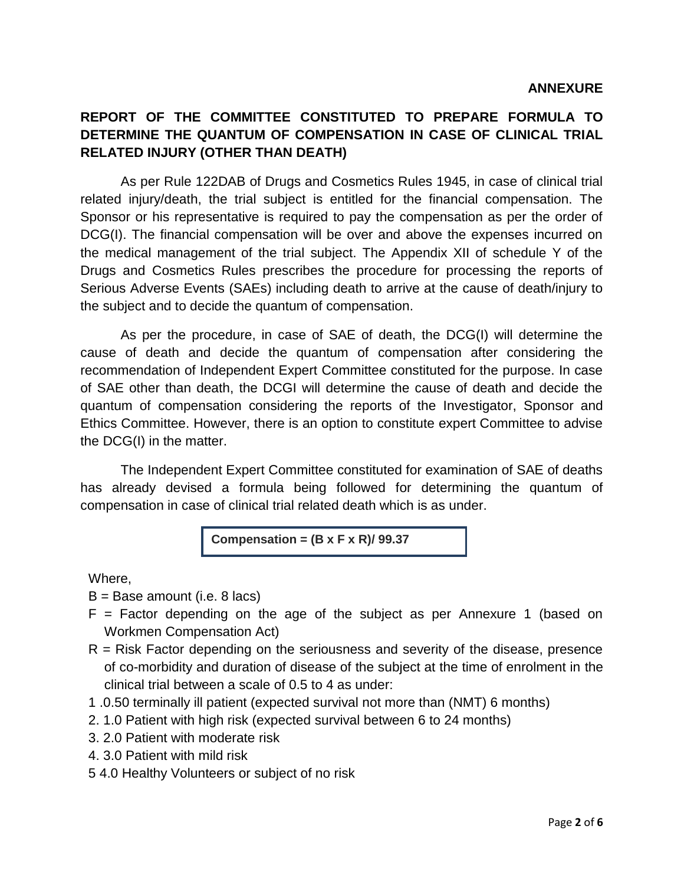**ANNEXURE**

## REPORT OF THE COMMITTEE CONSTITUTED TO PREPARE FORMULA TO DETERMINE THE QUANTUM OF COMPENSATION IN CASE OF CLINICAL TRIAL RELATED INJURY (OTHER THAN DEATH)

As per Rule 122DAB of Drugs and Cosmetics Rules 1945, in case of clinical trial related injury/death, the trial subject is entitled for the financial compensation. The Sponsor or his representative is required to pay the compensation as per the order of DCG(I). The financial compensation will be over and above the expenses incurred on the medical management of the trial subject. The Appendix XII of schedule Y of the Drugs and Cosmetics Rules prescribes the procedure for processing the reports of Serious Adverse Events (SAEs) including death to arrive at the cause of death/injury to the subject and to decide the quantum of compensation.

As per the procedure, in case of SAE of death, the DCG(I) will determine the cause of death and decide the quantum of compensation after considering the recommendation of Independent Expert Committee constituted for the purpose. In case of SAE other than death, the DCGI will determine the cause of death and decide the quantum of compensation considering the reports of the Investigator, Sponsor and Ethics Committee. However, there is an option to constitute expert Committee to advise the DCG(I) in the matter.

The Independent Expert Committee constituted for examination of SAE of deaths has already devised a formula being followed for determining the quantum of compensation in case of clinical trial related death which is as under.

**Compensation = (B x F x R)/ 99.37**

Where,

- B = Base amount (i.e. 8 lacs)
- F = Factor depending on the age of the subject as per Annexure 1 (based on Workmen Compensation Act)
- R = Risk Factor depending on the seriousness and severity of the disease, presence of co-morbidity and duration of disease of the subject at the time of enrolment in the clinical trial between a scale of 0.5 to 4 as under:

1 .0.50 terminally ill patient (expected survival not more than (NMT) 6 months)
2. 1.0 Patient with high risk (expected survival between 6 to 24 months)
3. 2.0 Patient with moderate risk
4. 3.0 Patient with mild risk
5 4.0 Healthy Volunteers or subject of no risk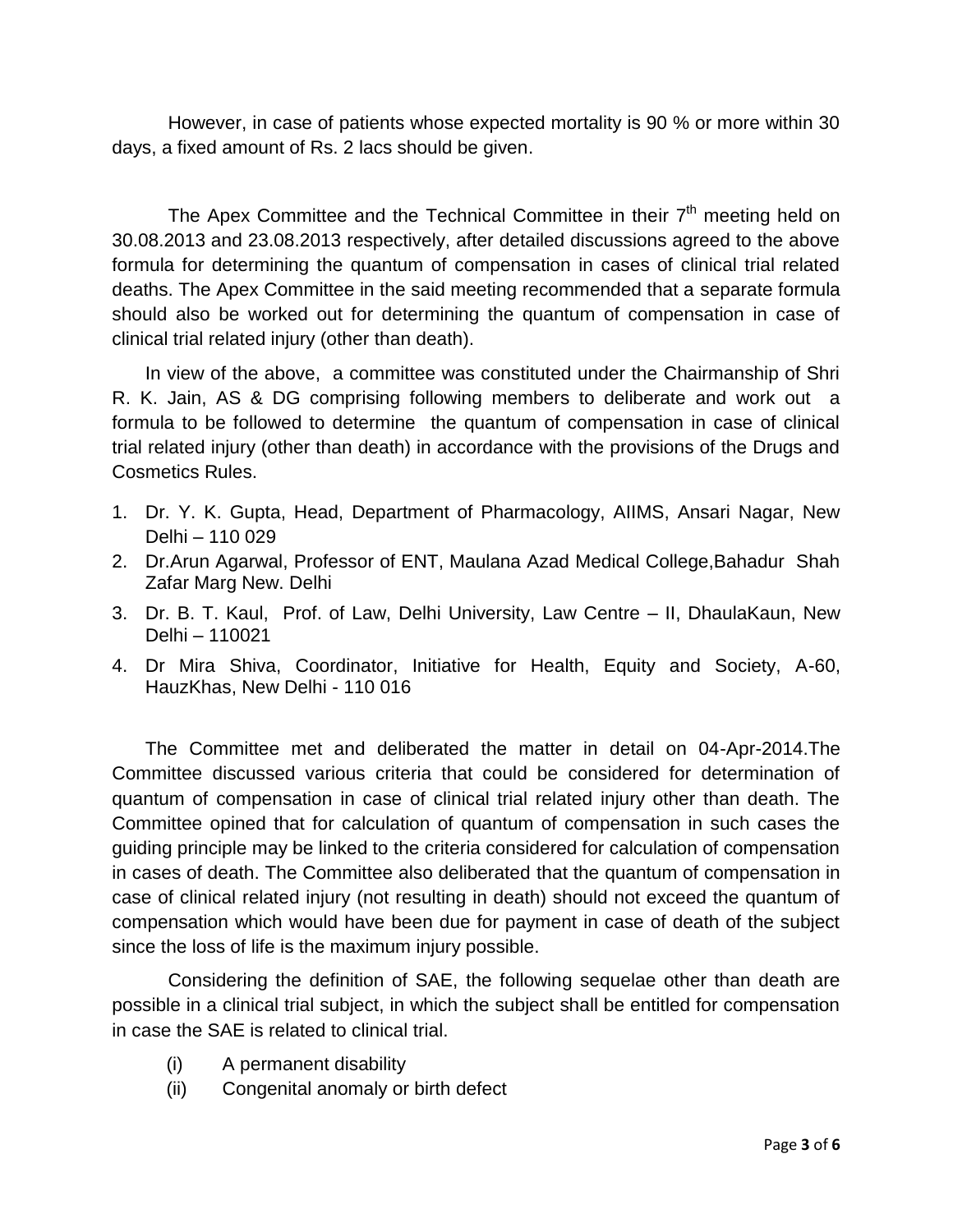However, in case of patients whose expected mortality is 90 % or more within 30 days, a fixed amount of Rs. 2 lacs should be given.

The Apex Committee and the Technical Committee in their 7th meeting held on 30.08.2013 and 23.08.2013 respectively, after detailed discussions agreed to the above formula for determining the quantum of compensation in cases of clinical trial related deaths. The Apex Committee in the said meeting recommended that a separate formula should also be worked out for determining the quantum of compensation in case of clinical trial related injury (other than death).

In view of the above, a committee was constituted under the Chairmanship of Shri R. K. Jain, AS & DG comprising following members to deliberate and work out a formula to be followed to determine the quantum of compensation in case of clinical trial related injury (other than death) in accordance with the provisions of the Drugs and Cosmetics Rules.

1. Dr. Y. K. Gupta, Head, Department of Pharmacology, AIIMS, Ansari Nagar, New Delhi – 110 029
2. Dr.Arun Agarwal, Professor of ENT, Maulana Azad Medical College,Bahadur Shah Zafar Marg New. Delhi
3. Dr. B. T. Kaul, Prof. of Law, Delhi University, Law Centre – II, DhaulaKaun, New Delhi – 110021
4. Dr Mira Shiva, Coordinator, Initiative for Health, Equity and Society, A-60, HauzKhas, New Delhi - 110 016

The Committee met and deliberated the matter in detail on 04-Apr-2014.The Committee discussed various criteria that could be considered for determination of quantum of compensation in case of clinical trial related injury other than death. The Committee opined that for calculation of quantum of compensation in such cases the guiding principle may be linked to the criteria considered for calculation of compensation in cases of death. The Committee also deliberated that the quantum of compensation in case of clinical related injury (not resulting in death) should not exceed the quantum of compensation which would have been due for payment in case of death of the subject since the loss of life is the maximum injury possible.

Considering the definition of SAE, the following sequelae other than death are possible in a clinical trial subject, in which the subject shall be entitled for compensation in case the SAE is related to clinical trial.

(i) A permanent disability
(ii) Congenital anomaly or birth defect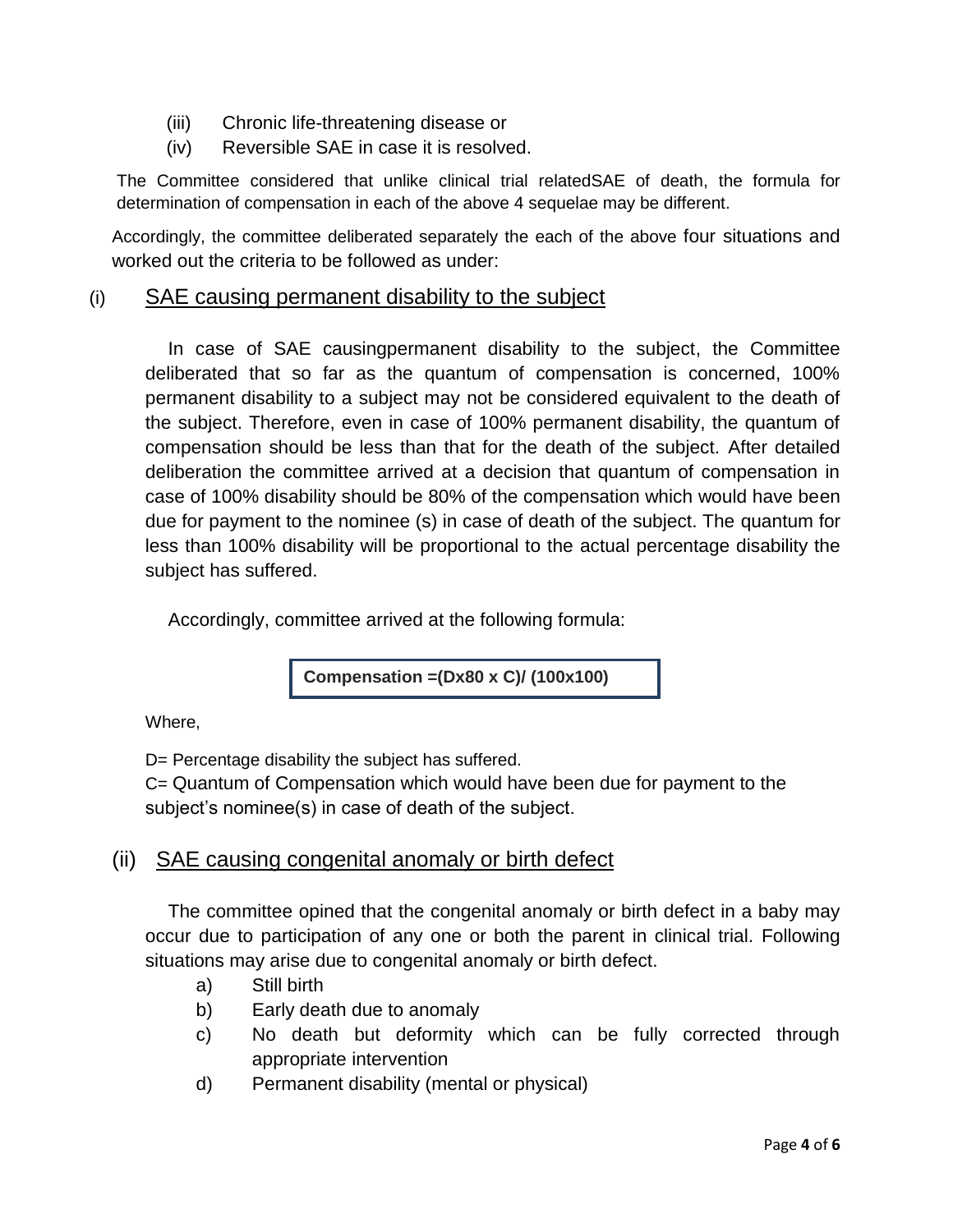(iii) Chronic life-threatening disease or
(iv) Reversible SAE in case it is resolved.

The Committee considered that unlike clinical trial relatedSAE of death, the formula for determination of compensation in each of the above 4 sequelae may be different.

Accordingly, the committee deliberated separately the each of the above four situations and worked out the criteria to be followed as under:

## (i) SAE causing permanent disability to the subject

In case of SAE causingpermanent disability to the subject, the Committee deliberated that so far as the quantum of compensation is concerned, 100% permanent disability to a subject may not be considered equivalent to the death of the subject. Therefore, even in case of 100% permanent disability, the quantum of compensation should be less than that for the death of the subject. After detailed deliberation the committee arrived at a decision that quantum of compensation in case of 100% disability should be 80% of the compensation which would have been due for payment to the nominee (s) in case of death of the subject. The quantum for less than 100% disability will be proportional to the actual percentage disability the subject has suffered.

Accordingly, committee arrived at the following formula:

$$\textbf{Compensation} = (D \times 80 \times C) / (100 \times 100)$$

Where,

D= Percentage disability the subject has suffered.
C= Quantum of Compensation which would have been due for payment to the subject's nominee(s) in case of death of the subject.

## (ii) SAE causing congenital anomaly or birth defect

The committee opined that the congenital anomaly or birth defect in a baby may occur due to participation of any one or both the parent in clinical trial. Following situations may arise due to congenital anomaly or birth defect.

a) Still birth
b) Early death due to anomaly
c) No death but deformity which can be fully corrected through appropriate intervention
d) Permanent disability (mental or physical)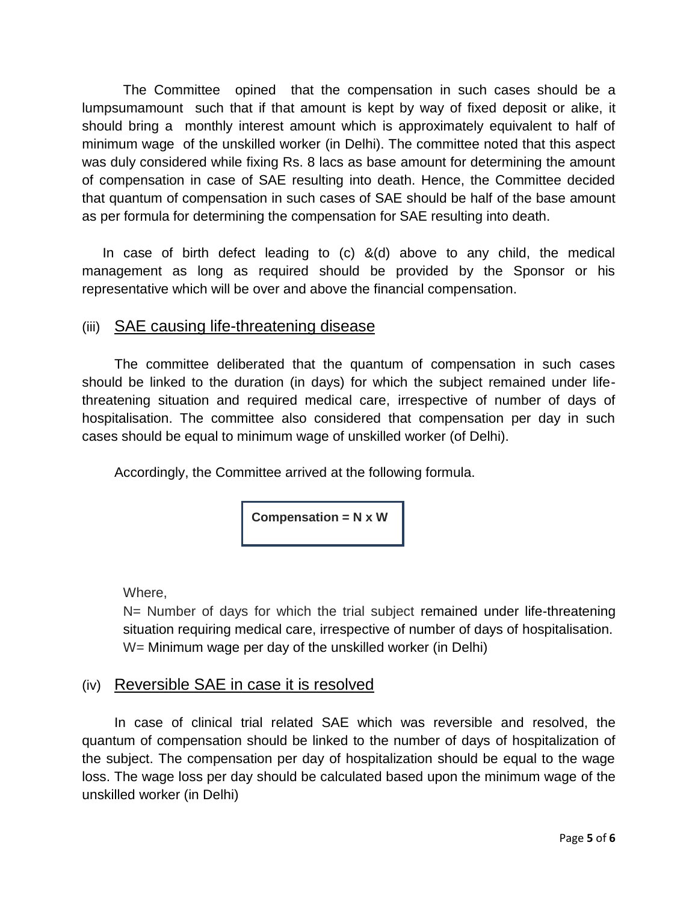The Committee opined that the compensation in such cases should be a lumpsumamount such that if that amount is kept by way of fixed deposit or alike, it should bring a monthly interest amount which is approximately equivalent to half of minimum wage of the unskilled worker (in Delhi). The committee noted that this aspect was duly considered while fixing Rs. 8 lacs as base amount for determining the amount of compensation in case of SAE resulting into death. Hence, the Committee decided that quantum of compensation in such cases of SAE should be half of the base amount as per formula for determining the compensation for SAE resulting into death.

In case of birth defect leading to (c) &(d) above to any child, the medical management as long as required should be provided by the Sponsor or his representative which will be over and above the financial compensation.

## (iii) SAE causing life-threatening disease

The committee deliberated that the quantum of compensation in such cases should be linked to the duration (in days) for which the subject remained under life-threatening situation and required medical care, irrespective of number of days of hospitalisation. The committee also considered that compensation per day in such cases should be equal to minimum wage of unskilled worker (of Delhi).

Accordingly, the Committee arrived at the following formula.

**Compensation = N x W**

Where,

N= Number of days for which the trial subject remained under life-threatening situation requiring medical care, irrespective of number of days of hospitalisation.
W= Minimum wage per day of the unskilled worker (in Delhi)

## (iv) Reversible SAE in case it is resolved

In case of clinical trial related SAE which was reversible and resolved, the quantum of compensation should be linked to the number of days of hospitalization of the subject. The compensation per day of hospitalization should be equal to the wage loss. The wage loss per day should be calculated based upon the minimum wage of the unskilled worker (in Delhi)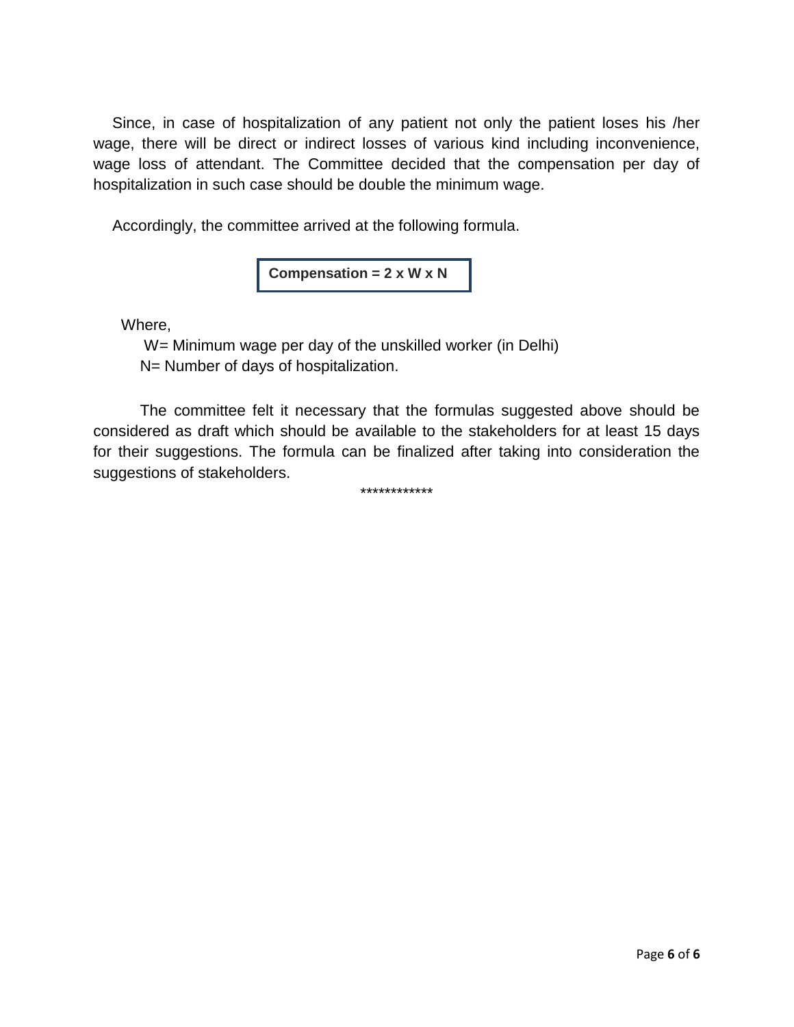Since, in case of hospitalization of any patient not only the patient loses his /her wage, there will be direct or indirect losses of various kind including inconvenience, wage loss of attendant. The Committee decided that the compensation per day of hospitalization in such case should be double the minimum wage.

Accordingly, the committee arrived at the following formula.

$$\textbf{Compensation} = 2 \times W \times N$$

Where,

W= Minimum wage per day of the unskilled worker (in Delhi)

N= Number of days of hospitalization.

The committee felt it necessary that the formulas suggested above should be considered as draft which should be available to the stakeholders for at least 15 days for their suggestions. The formula can be finalized after taking into consideration the suggestions of stakeholders.

************